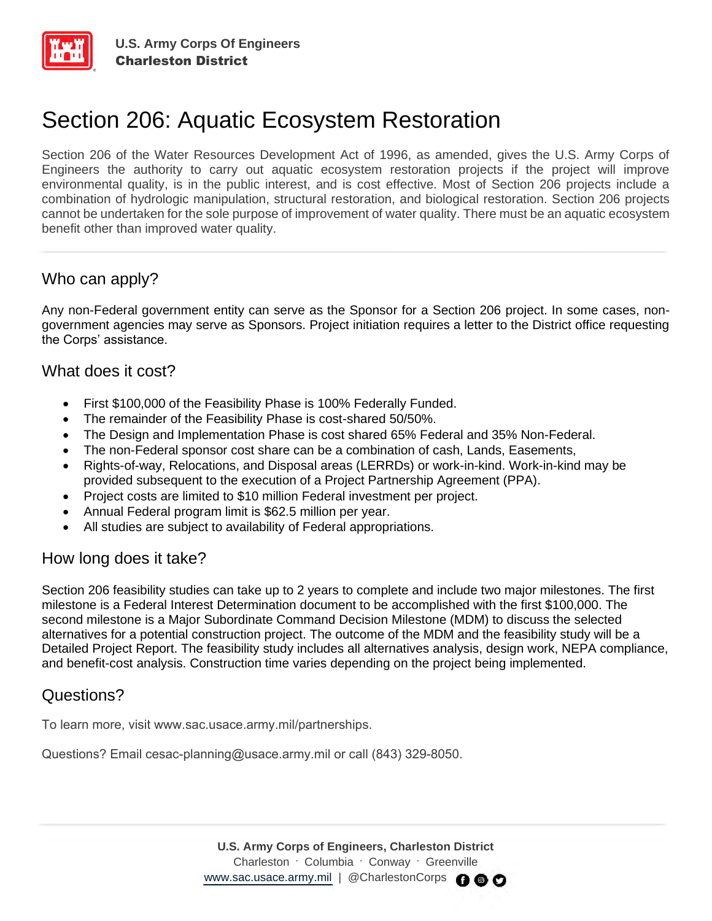U.S. Army Corps Of Engineers
**Charleston District**

# Section 206: Aquatic Ecosystem Restoration

Section 206 of the Water Resources Development Act of 1996, as amended, gives the U.S. Army Corps of Engineers the authority to carry out aquatic ecosystem restoration projects if the project will improve environmental quality, is in the public interest, and is cost effective. Most of Section 206 projects include a combination of hydrologic manipulation, structural restoration, and biological restoration. Section 206 projects cannot be undertaken for the sole purpose of improvement of water quality. There must be an aquatic ecosystem benefit other than improved water quality.

## Who can apply?

Any non-Federal government entity can serve as the Sponsor for a Section 206 project. In some cases, non-government agencies may serve as Sponsors. Project initiation requires a letter to the District office requesting the Corps' assistance.

## What does it cost?

- First $100,000 of the Feasibility Phase is 100% Federally Funded.
- The remainder of the Feasibility Phase is cost-shared 50/50%.
- The Design and Implementation Phase is cost shared 65% Federal and 35% Non-Federal.
- The non-Federal sponsor cost share can be a combination of cash, Lands, Easements,
- Rights-of-way, Relocations, and Disposal areas (LERRDs) or work-in-kind. Work-in-kind may be provided subsequent to the execution of a Project Partnership Agreement (PPA).
- Project costs are limited to $10 million Federal investment per project.
- Annual Federal program limit is $62.5 million per year.
- All studies are subject to availability of Federal appropriations.

## How long does it take?

Section 206 feasibility studies can take up to 2 years to complete and include two major milestones. The first milestone is a Federal Interest Determination document to be accomplished with the first $100,000. The second milestone is a Major Subordinate Command Decision Milestone (MDM) to discuss the selected alternatives for a potential construction project. The outcome of the MDM and the feasibility study will be a Detailed Project Report. The feasibility study includes all alternatives analysis, design work, NEPA compliance, and benefit-cost analysis. Construction time varies depending on the project being implemented.

## Questions?

To learn more, visit www.sac.usace.army.mil/partnerships.

Questions? Email cesac-planning@usace.army.mil or call (843) 329-8050.

**U.S. Army Corps of Engineers, Charleston District**
Charleston · Columbia · Conway · Greenville
www.sac.usace.army.mil | @CharlestonCorps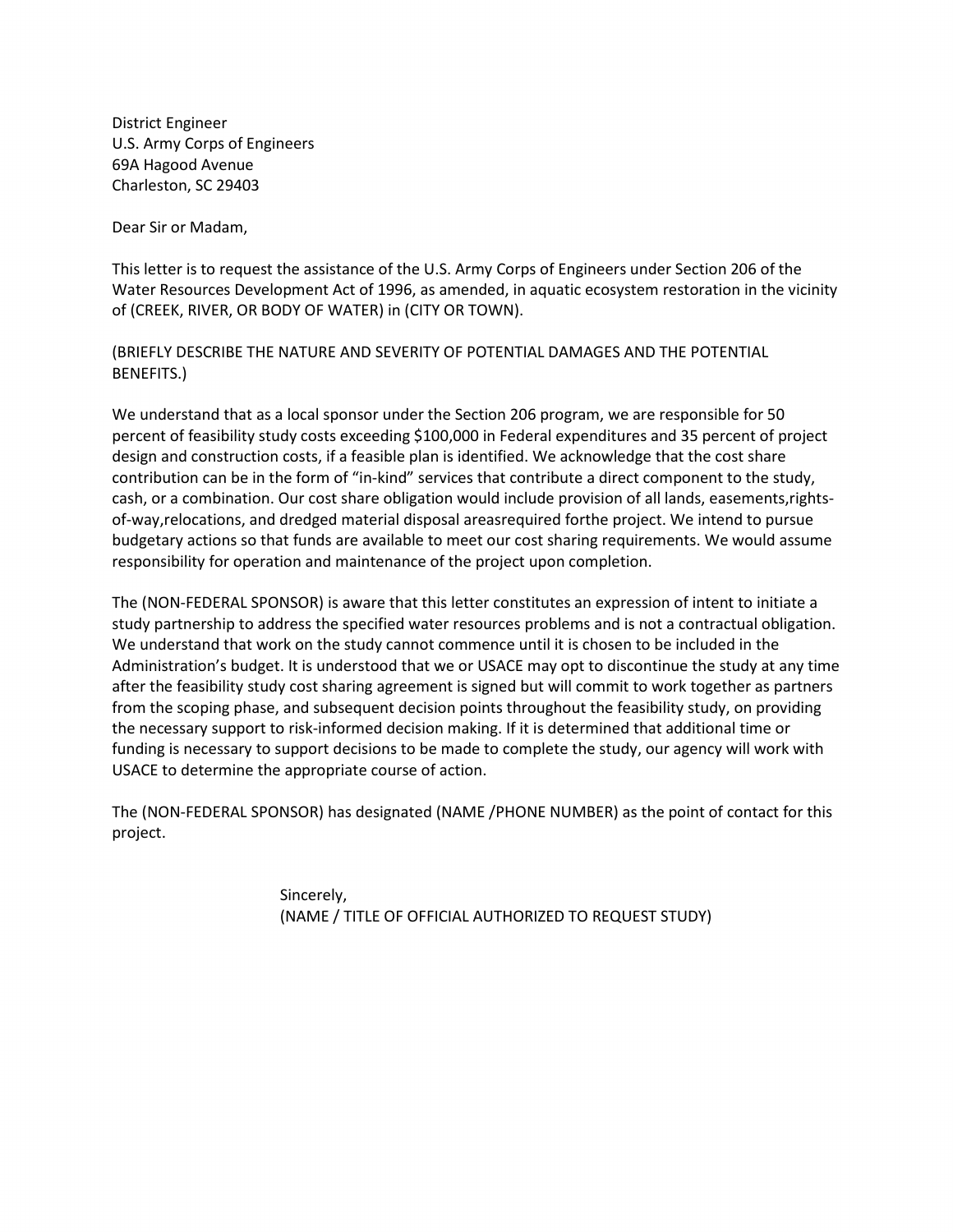District Engineer
U.S. Army Corps of Engineers
69A Hagood Avenue
Charleston, SC 29403

Dear Sir or Madam,

This letter is to request the assistance of the U.S. Army Corps of Engineers under Section 206 of the Water Resources Development Act of 1996, as amended, in aquatic ecosystem restoration in the vicinity of (CREEK, RIVER, OR BODY OF WATER) in (CITY OR TOWN).

(BRIEFLY DESCRIBE THE NATURE AND SEVERITY OF POTENTIAL DAMAGES AND THE POTENTIAL BENEFITS.)

We understand that as a local sponsor under the Section 206 program, we are responsible for 50 percent of feasibility study costs exceeding $100,000 in Federal expenditures and 35 percent of project design and construction costs, if a feasible plan is identified. We acknowledge that the cost share contribution can be in the form of "in-kind" services that contribute a direct component to the study, cash, or a combination. Our cost share obligation would include provision of all lands, easements,rights-of-way,relocations, and dredged material disposal areasrequired forthe project. We intend to pursue budgetary actions so that funds are available to meet our cost sharing requirements. We would assume responsibility for operation and maintenance of the project upon completion.

The (NON-FEDERAL SPONSOR) is aware that this letter constitutes an expression of intent to initiate a study partnership to address the specified water resources problems and is not a contractual obligation. We understand that work on the study cannot commence until it is chosen to be included in the Administration's budget. It is understood that we or USACE may opt to discontinue the study at any time after the feasibility study cost sharing agreement is signed but will commit to work together as partners from the scoping phase, and subsequent decision points throughout the feasibility study, on providing the necessary support to risk-informed decision making. If it is determined that additional time or funding is necessary to support decisions to be made to complete the study, our agency will work with USACE to determine the appropriate course of action.

The (NON-FEDERAL SPONSOR) has designated (NAME /PHONE NUMBER) as the point of contact for this project.

Sincerely,
(NAME / TITLE OF OFFICIAL AUTHORIZED TO REQUEST STUDY)